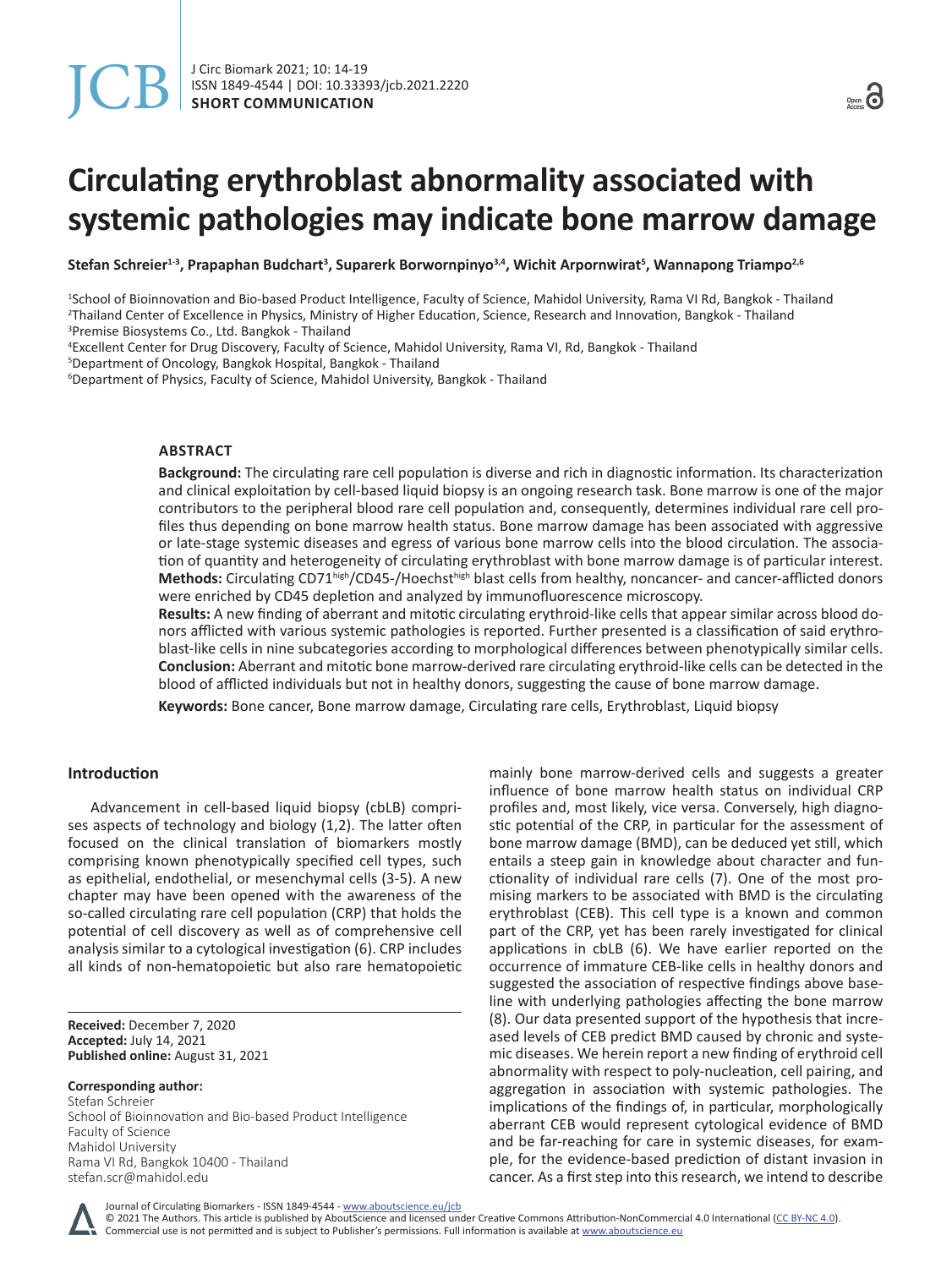# Circulating erythroblast abnormality associated with systemic pathologies may indicate bone marrow damage

**Stefan Schreier[1-3], Prapaphan Budchart[3], Suparerk Borwornpinyo[3,4], Wichit Arpornwirat[5], Wannapong Triampo[2,6]**

[1]School of Bioinnovation and Bio-based Product Intelligence, Faculty of Science, Mahidol University, Rama VI Rd, Bangkok - Thailand
[2]Thailand Center of Excellence in Physics, Ministry of Higher Education, Science, Research and Innovation, Bangkok - Thailand
[3]Premise Biosystems Co., Ltd. Bangkok - Thailand
[4]Excellent Center for Drug Discovery, Faculty of Science, Mahidol University, Rama VI, Rd, Bangkok - Thailand
[5]Department of Oncology, Bangkok Hospital, Bangkok - Thailand
[6]Department of Physics, Faculty of Science, Mahidol University, Bangkok - Thailand

## ABSTRACT

**Background:** The circulating rare cell population is diverse and rich in diagnostic information. Its characterization and clinical exploitation by cell-based liquid biopsy is an ongoing research task. Bone marrow is one of the major contributors to the peripheral blood rare cell population and, consequently, determines individual rare cell profiles thus depending on bone marrow health status. Bone marrow damage has been associated with aggressive or late-stage systemic diseases and egress of various bone marrow cells into the blood circulation. The association of quantity and heterogeneity of circulating erythroblast with bone marrow damage is of particular interest.

**Methods:** Circulating CD71$^{high}$/CD45-/Hoechst$^{high}$ blast cells from healthy, noncancer- and cancer-afflicted donors were enriched by CD45 depletion and analyzed by immunofluorescence microscopy.

**Results:** A new finding of aberrant and mitotic circulating erythroid-like cells that appear similar across blood donors afflicted with various systemic pathologies is reported. Further presented is a classification of said erythroblast-like cells in nine subcategories according to morphological differences between phenotypically similar cells.

**Conclusion:** Aberrant and mitotic bone marrow-derived rare circulating erythroid-like cells can be detected in the blood of afflicted individuals but not in healthy donors, suggesting the cause of bone marrow damage.

**Keywords:** Bone cancer, Bone marrow damage, Circulating rare cells, Erythroblast, Liquid biopsy

**Received:** December 7, 2020
**Accepted:** July 14, 2021
**Published online:** August 31, 2021

**Corresponding author:**
Stefan Schreier
School of Bioinnovation and Bio-based Product Intelligence
Faculty of Science
Mahidol University
Rama VI Rd, Bangkok 10400 - Thailand
stefan.scr@mahidol.edu

## Introduction

Advancement in cell-based liquid biopsy (cbLB) comprises aspects of technology and biology (1,2). The latter often focused on the clinical translation of biomarkers mostly comprising known phenotypically specified cell types, such as epithelial, endothelial, or mesenchymal cells (3-5). A new chapter may have been opened with the awareness of the so-called circulating rare cell population (CRP) that holds the potential of cell discovery as well as of comprehensive cell analysis similar to a cytological investigation (6). CRP includes all kinds of non-hematopoietic but also rare hematopoietic mainly bone marrow-derived cells and suggests a greater influence of bone marrow health status on individual CRP profiles and, most likely, vice versa. Conversely, high diagnostic potential of the CRP, in particular for the assessment of bone marrow damage (BMD), can be deduced yet still, which entails a steep gain in knowledge about character and functionality of individual rare cells (7). One of the most promising markers to be associated with BMD is the circulating erythroblast (CEB). This cell type is a known and common part of the CRP, yet has been rarely investigated for clinical applications in cbLB (6). We have earlier reported on the occurrence of immature CEB-like cells in healthy donors and suggested the association of respective findings above baseline with underlying pathologies affecting the bone marrow (8). Our data presented support of the hypothesis that increased levels of CEB predict BMD caused by chronic and systemic diseases. We herein report a new finding of erythroid cell abnormality with respect to poly-nucleation, cell pairing, and aggregation in association with systemic pathologies. The implications of the findings of, in particular, morphologically aberrant CEB would represent cytological evidence of BMD and be far-reaching for care in systemic diseases, for example, for the evidence-based prediction of distant invasion in cancer. As a first step into this research, we intend to describe

Journal of Circulating Biomarkers - ISSN 1849-4544 - www.aboutscience.eu/jcb
© 2021 The Authors. This article is published by AboutScience and licensed under Creative Commons Attribution-NonCommercial 4.0 International (CC BY-NC 4.0). Commercial use is not permitted and is subject to Publisher's permissions. Full information is available at www.aboutscience.eu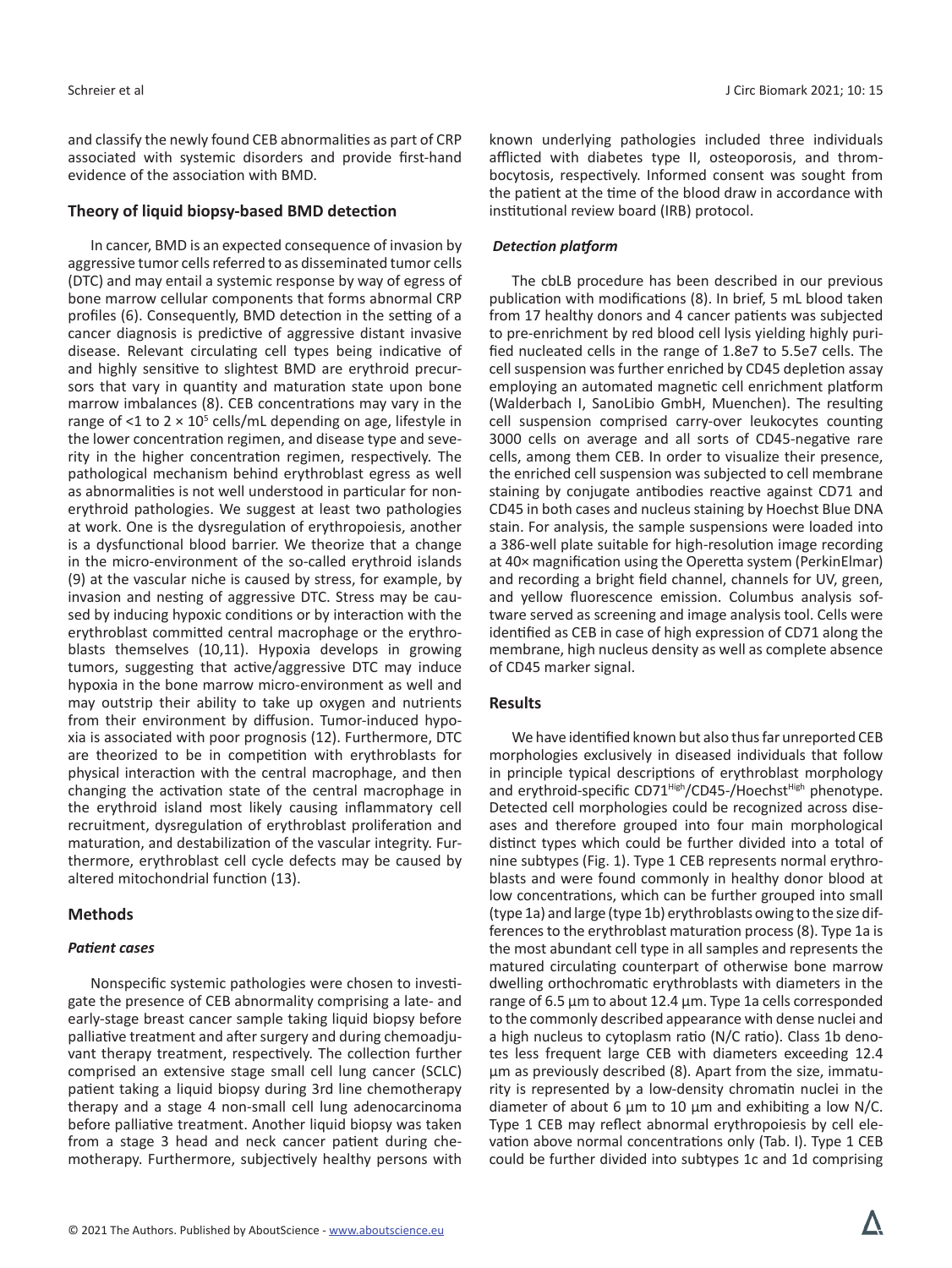and classify the newly found CEB abnormalities as part of CRP associated with systemic disorders and provide first-hand evidence of the association with BMD.

## Theory of liquid biopsy-based BMD detection

In cancer, BMD is an expected consequence of invasion by aggressive tumor cells referred to as disseminated tumor cells (DTC) and may entail a systemic response by way of egress of bone marrow cellular components that forms abnormal CRP profiles (6). Consequently, BMD detection in the setting of a cancer diagnosis is predictive of aggressive distant invasive disease. Relevant circulating cell types being indicative of and highly sensitive to slightest BMD are erythroid precursors that vary in quantity and maturation state upon bone marrow imbalances (8). CEB concentrations may vary in the range of <1 to 2 × $10^5$ cells/mL depending on age, lifestyle in the lower concentration regimen, and disease type and severity in the higher concentration regimen, respectively. The pathological mechanism behind erythroblast egress as well as abnormalities is not well understood in particular for non-erythroid pathologies. We suggest at least two pathologies at work. One is the dysregulation of erythropoiesis, another is a dysfunctional blood barrier. We theorize that a change in the micro-environment of the so-called erythroid islands (9) at the vascular niche is caused by stress, for example, by invasion and nesting of aggressive DTC. Stress may be caused by inducing hypoxic conditions or by interaction with the erythroblast committed central macrophage or the erythroblasts themselves (10,11). Hypoxia develops in growing tumors, suggesting that active/aggressive DTC may induce hypoxia in the bone marrow micro-environment as well and may outstrip their ability to take up oxygen and nutrients from their environment by diffusion. Tumor-induced hypoxia is associated with poor prognosis (12). Furthermore, DTC are theorized to be in competition with erythroblasts for physical interaction with the central macrophage, and then changing the activation state of the central macrophage in the erythroid island most likely causing inflammatory cell recruitment, dysregulation of erythroblast proliferation and maturation, and destabilization of the vascular integrity. Furthermore, erythroblast cell cycle defects may be caused by altered mitochondrial function (13).

## Methods

### *Patient cases*

Nonspecific systemic pathologies were chosen to investigate the presence of CEB abnormality comprising a late- and early-stage breast cancer sample taking liquid biopsy before palliative treatment and after surgery and during chemoadjuvant therapy treatment, respectively. The collection further comprised an extensive stage small cell lung cancer (SCLC) patient taking a liquid biopsy during 3rd line chemotherapy therapy and a stage 4 non-small cell lung adenocarcinoma before palliative treatment. Another liquid biopsy was taken from a stage 3 head and neck cancer patient during chemotherapy. Furthermore, subjectively healthy persons with known underlying pathologies included three individuals afflicted with diabetes type II, osteoporosis, and thrombocytosis, respectively. Informed consent was sought from the patient at the time of the blood draw in accordance with institutional review board (IRB) protocol.

### *Detection platform*

The cbLB procedure has been described in our previous publication with modifications (8). In brief, 5 mL blood taken from 17 healthy donors and 4 cancer patients was subjected to pre-enrichment by red blood cell lysis yielding highly purified nucleated cells in the range of 1.8e7 to 5.5e7 cells. The cell suspension was further enriched by CD45 depletion assay employing an automated magnetic cell enrichment platform (Walderbach I, SanoLibio GmbH, Muenchen). The resulting cell suspension comprised carry-over leukocytes counting 3000 cells on average and all sorts of CD45-negative rare cells, among them CEB. In order to visualize their presence, the enriched cell suspension was subjected to cell membrane staining by conjugate antibodies reactive against CD71 and CD45 in both cases and nucleus staining by Hoechst Blue DNA stain. For analysis, the sample suspensions were loaded into a 386-well plate suitable for high-resolution image recording at 40× magnification using the Operetta system (PerkinElmar) and recording a bright field channel, channels for UV, green, and yellow fluorescence emission. Columbus analysis software served as screening and image analysis tool. Cells were identified as CEB in case of high expression of CD71 along the membrane, high nucleus density as well as complete absence of CD45 marker signal.

## Results

We have identified known but also thus far unreported CEB morphologies exclusively in diseased individuals that follow in principle typical descriptions of erythroblast morphology and erythroid-specific $CD71^{High}$/CD45-/$Hoechst^{High}$ phenotype. Detected cell morphologies could be recognized across diseases and therefore grouped into four main morphological distinct types which could be further divided into a total of nine subtypes (Fig. 1). Type 1 CEB represents normal erythroblasts and were found commonly in healthy donor blood at low concentrations, which can be further grouped into small (type 1a) and large (type 1b) erythroblasts owing to the size differences to the erythroblast maturation process (8). Type 1a is the most abundant cell type in all samples and represents the matured circulating counterpart of otherwise bone marrow dwelling orthochromatic erythroblasts with diameters in the range of 6.5 µm to about 12.4 µm. Type 1a cells corresponded to the commonly described appearance with dense nuclei and a high nucleus to cytoplasm ratio (N/C ratio). Class 1b denotes less frequent large CEB with diameters exceeding 12.4 µm as previously described (8). Apart from the size, immaturity is represented by a low-density chromatin nuclei in the diameter of about 6 µm to 10 µm and exhibiting a low N/C. Type 1 CEB may reflect abnormal erythropoiesis by cell elevation above normal concentrations only (Tab. I). Type 1 CEB could be further divided into subtypes 1c and 1d comprising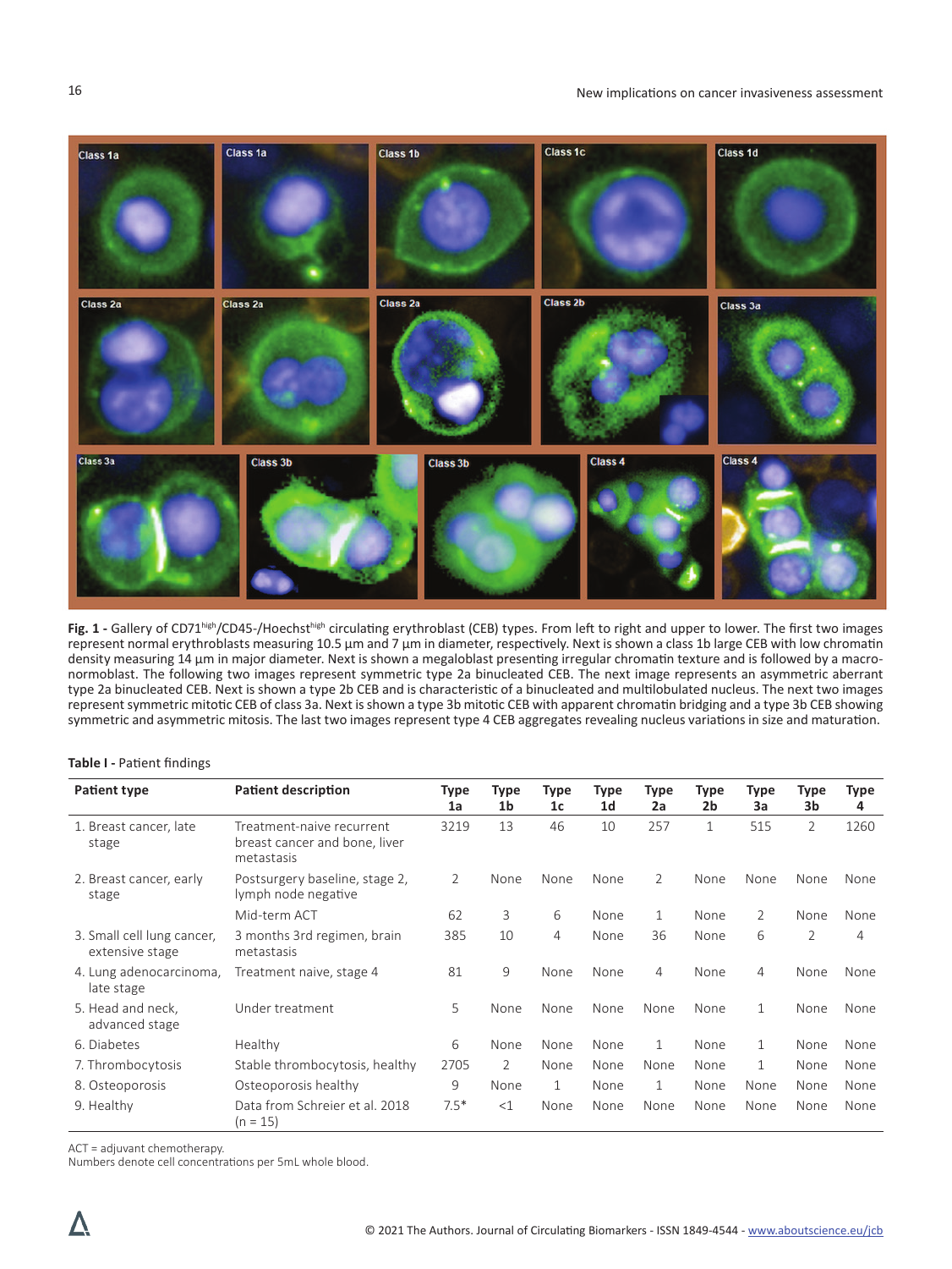**Fig. 1 -** Gallery of CD71$^{high}$/CD45-/Hoechst$^{high}$ circulating erythroblast (CEB) types. From left to right and upper to lower. The first two images represent normal erythroblasts measuring 10.5 µm and 7 µm in diameter, respectively. Next is shown a class 1b large CEB with low chromatin density measuring 14 µm in major diameter. Next is shown a megaloblast presenting irregular chromatin texture and is followed by a macronormoblast. The following two images represent symmetric type 2a binucleated CEB. The next image represents an asymmetric aberrant type 2a binucleated CEB. Next is shown a type 2b CEB and is characteristic of a binucleated and multilobulated nucleus. The next two images represent symmetric mitotic CEB of class 3a. Next is shown a type 3b mitotic CEB with apparent chromatin bridging and a type 3b CEB showing symmetric and asymmetric mitosis. The last two images represent type 4 CEB aggregates revealing nucleus variations in size and maturation.

**Table I -** Patient findings

| Patient type | Patient description | Type 1a | Type 1b | Type 1c | Type 1d | Type 2a | Type 2b | Type 3a | Type 3b | Type 4 |
|---|---|---|---|---|---|---|---|---|---|---|
| 1. Breast cancer, late stage | Treatment-naive recurrent breast cancer and bone, liver metastasis | 3219 | 13 | 46 | 10 | 257 | 1 | 515 | 2 | 1260 |
| 2. Breast cancer, early stage | Postsurgery baseline, stage 2, lymph node negative | 2 | None | None | None | 2 | None | None | None | None |
| | Mid-term ACT | 62 | 3 | 6 | None | 1 | None | 2 | None | None |
| 3. Small cell lung cancer, extensive stage | 3 months 3rd regimen, brain metastasis | 385 | 10 | 4 | None | 36 | None | 6 | 2 | 4 |
| 4. Lung adenocarcinoma, late stage | Treatment naive, stage 4 | 81 | 9 | None | None | 4 | None | 4 | None | None |
| 5. Head and neck, advanced stage | Under treatment | 5 | None | None | None | None | None | 1 | None | None |
| 6. Diabetes | Healthy | 6 | None | None | None | 1 | None | 1 | None | None |
| 7. Thrombocytosis | Stable thrombocytosis, healthy | 2705 | 2 | None | None | None | None | 1 | None | None |
| 8. Osteoporosis | Osteoporosis healthy | 9 | None | 1 | None | 1 | None | None | None | None |
| 9. Healthy | Data from Schreier et al. 2018 (n = 15) | 7.5* | <1 | None | None | None | None | None | None | None |

ACT = adjuvant chemotherapy.
Numbers denote cell concentrations per 5mL whole blood.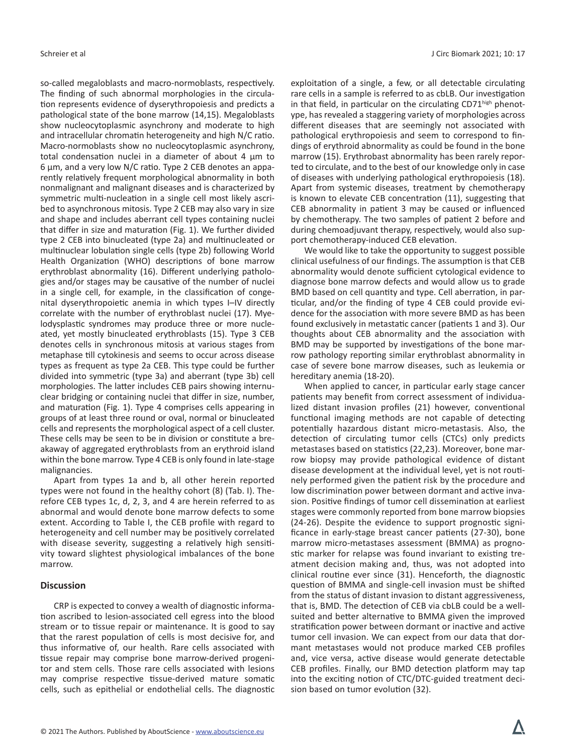so-called megaloblasts and macro-normoblasts, respectively. The finding of such abnormal morphologies in the circulation represents evidence of dyserythropoiesis and predicts a pathological state of the bone marrow (14,15). Megaloblasts show nucleocytoplasmic asynchrony and moderate to high and intracellular chromatin heterogeneity and high N/C ratio. Macro-normoblasts show no nucleocytoplasmic asynchrony, total condensation nuclei in a diameter of about 4 µm to 6 µm, and a very low N/C ratio. Type 2 CEB denotes an apparently relatively frequent morphological abnormality in both nonmalignant and malignant diseases and is characterized by symmetric multi-nucleation in a single cell most likely ascribed to asynchronous mitosis. Type 2 CEB may also vary in size and shape and includes aberrant cell types containing nuclei that differ in size and maturation (Fig. 1). We further divided type 2 CEB into binucleated (type 2a) and multinucleated or multinuclear lobulation single cells (type 2b) following World Health Organization (WHO) descriptions of bone marrow erythroblast abnormality (16). Different underlying pathologies and/or stages may be causative of the number of nuclei in a single cell, for example, in the classification of congenital dyserythropoietic anemia in which types I–IV directly correlate with the number of erythroblast nuclei (17). Myelodysplastic syndromes may produce three or more nucleated, yet mostly binucleated erythroblasts (15). Type 3 CEB denotes cells in synchronous mitosis at various stages from metaphase till cytokinesis and seems to occur across disease types as frequent as type 2a CEB. This type could be further divided into symmetric (type 3a) and aberrant (type 3b) cell morphologies. The latter includes CEB pairs showing internuclear bridging or containing nuclei that differ in size, number, and maturation (Fig. 1). Type 4 comprises cells appearing in groups of at least three round or oval, normal or binucleated cells and represents the morphological aspect of a cell cluster. These cells may be seen to be in division or constitute a breakaway of aggregated erythroblasts from an erythroid island within the bone marrow. Type 4 CEB is only found in late-stage malignancies.

Apart from types 1a and b, all other herein reported types were not found in the healthy cohort (8) (Tab. I). Therefore CEB types 1c, d, 2, 3, and 4 are herein referred to as abnormal and would denote bone marrow defects to some extent. According to Table I, the CEB profile with regard to heterogeneity and cell number may be positively correlated with disease severity, suggesting a relatively high sensitivity toward slightest physiological imbalances of the bone marrow.

## Discussion

CRP is expected to convey a wealth of diagnostic information ascribed to lesion-associated cell egress into the blood stream or to tissue repair or maintenance. It is good to say that the rarest population of cells is most decisive for, and thus informative of, our health. Rare cells associated with tissue repair may comprise bone marrow-derived progenitor and stem cells. Those rare cells associated with lesions may comprise respective tissue-derived mature somatic cells, such as epithelial or endothelial cells. The diagnostic exploitation of a single, a few, or all detectable circulating rare cells in a sample is referred to as cbLB. Our investigation in that field, in particular on the circulating CD71$^{high}$ phenotype, has revealed a staggering variety of morphologies across different diseases that are seemingly not associated with pathological erythropoiesis and seem to correspond to findings of erythroid abnormality as could be found in the bone marrow (15). Erythrobast abnormality has been rarely reported to circulate, and to the best of our knowledge only in case of diseases with underlying pathological erythropoiesis (18). Apart from systemic diseases, treatment by chemotherapy is known to elevate CEB concentration (11), suggesting that CEB abnormality in patient 3 may be caused or influenced by chemotherapy. The two samples of patient 2 before and during chemoadjuvant therapy, respectively, would also support chemotherapy-induced CEB elevation.

We would like to take the opportunity to suggest possible clinical usefulness of our findings. The assumption is that CEB abnormality would denote sufficient cytological evidence to diagnose bone marrow defects and would allow us to grade BMD based on cell quantity and type. Cell aberration, in particular, and/or the finding of type 4 CEB could provide evidence for the association with more severe BMD as has been found exclusively in metastatic cancer (patients 1 and 3). Our thoughts about CEB abnormality and the association with BMD may be supported by investigations of the bone marrow pathology reporting similar erythroblast abnormality in case of severe bone marrow diseases, such as leukemia or hereditary anemia (18-20).

When applied to cancer, in particular early stage cancer patients may benefit from correct assessment of individualized distant invasion profiles (21) however, conventional functional imaging methods are not capable of detecting potentially hazardous distant micro-metastasis. Also, the detection of circulating tumor cells (CTCs) only predicts metastases based on statistics (22,23). Moreover, bone marrow biopsy may provide pathological evidence of distant disease development at the individual level, yet is not routinely performed given the patient risk by the procedure and low discrimination power between dormant and active invasion. Positive findings of tumor cell dissemination at earliest stages were commonly reported from bone marrow biopsies (24-26). Despite the evidence to support prognostic significance in early-stage breast cancer patients (27-30), bone marrow micro-metastases assessment (BMMA) as prognostic marker for relapse was found invariant to existing treatment decision making and, thus, was not adopted into clinical routine ever since (31). Henceforth, the diagnostic question of BMMA and single-cell invasion must be shifted from the status of distant invasion to distant aggressiveness, that is, BMD. The detection of CEB via cbLB could be a well-suited and better alternative to BMMA given the improved stratification power between dormant or inactive and active tumor cell invasion. We can expect from our data that dormant metastases would not produce marked CEB profiles and, vice versa, active disease would generate detectable CEB profiles. Finally, our BMD detection platform may tap into the exciting notion of CTC/DTC-guided treatment decision based on tumor evolution (32).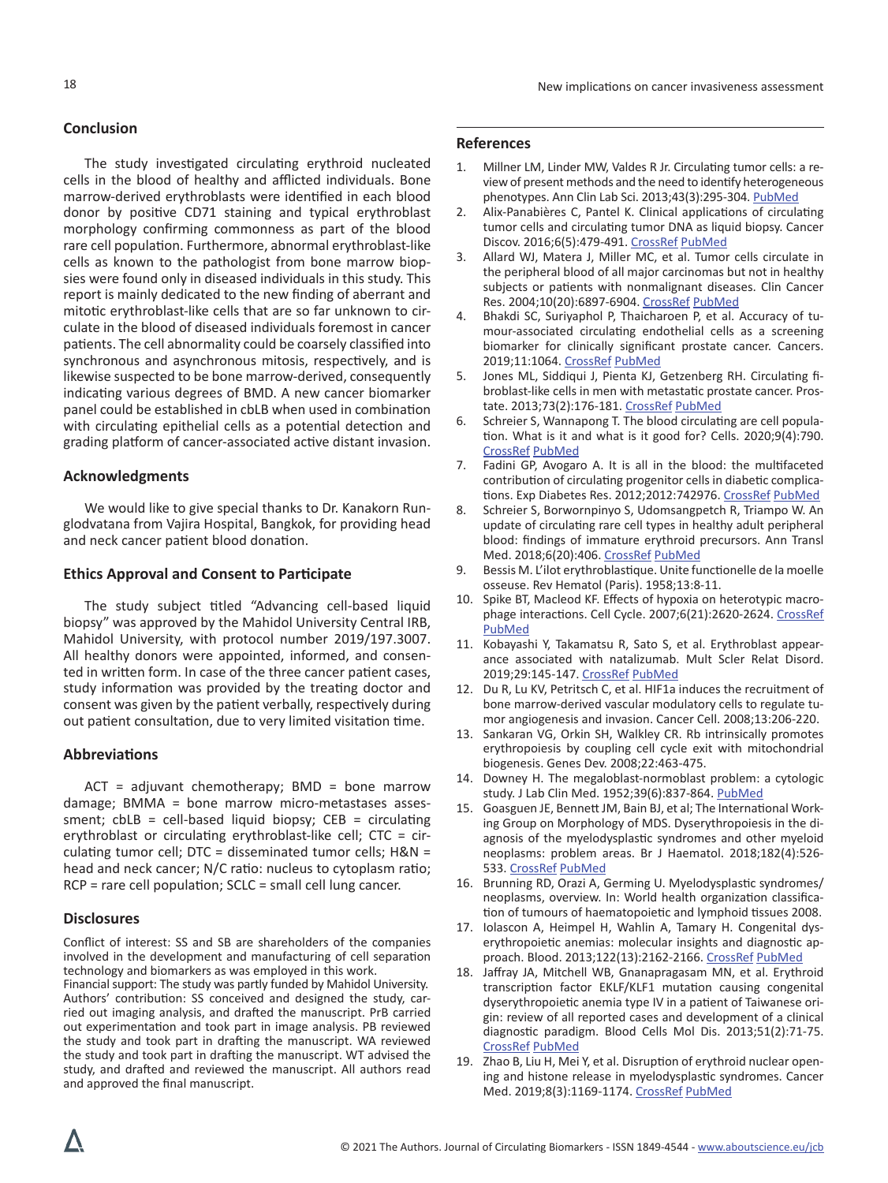## Conclusion

The study investigated circulating erythroid nucleated cells in the blood of healthy and afflicted individuals. Bone marrow-derived erythroblasts were identified in each blood donor by positive CD71 staining and typical erythroblast morphology confirming commonness as part of the blood rare cell population. Furthermore, abnormal erythroblast-like cells as known to the pathologist from bone marrow biopsies were found only in diseased individuals in this study. This report is mainly dedicated to the new finding of aberrant and mitotic erythroblast-like cells that are so far unknown to circulate in the blood of diseased individuals foremost in cancer patients. The cell abnormality could be coarsely classified into synchronous and asynchronous mitosis, respectively, and is likewise suspected to be bone marrow-derived, consequently indicating various degrees of BMD. A new cancer biomarker panel could be established in cbLB when used in combination with circulating epithelial cells as a potential detection and grading platform of cancer-associated active distant invasion.

## Acknowledgments

We would like to give special thanks to Dr. Kanakorn Runglodvatana from Vajira Hospital, Bangkok, for providing head and neck cancer patient blood donation.

## Ethics Approval and Consent to Participate

The study subject titled "Advancing cell-based liquid biopsy" was approved by the Mahidol University Central IRB, Mahidol University, with protocol number 2019/197.3007. All healthy donors were appointed, informed, and consented in written form. In case of the three cancer patient cases, study information was provided by the treating doctor and consent was given by the patient verbally, respectively during out patient consultation, due to very limited visitation time.

## Abbreviations

ACT = adjuvant chemotherapy; BMD = bone marrow damage; BMMA = bone marrow micro-metastases assessment; cbLB = cell-based liquid biopsy; CEB = circulating erythroblast or circulating erythroblast-like cell; CTC = circulating tumor cell; DTC = disseminated tumor cells; H&N = head and neck cancer; N/C ratio: nucleus to cytoplasm ratio; RCP = rare cell population; SCLC = small cell lung cancer.

## Disclosures

Conflict of interest: SS and SB are shareholders of the companies involved in the development and manufacturing of cell separation technology and biomarkers as was employed in this work.
Financial support: The study was partly funded by Mahidol University.
Authors' contribution: SS conceived and designed the study, carried out imaging analysis, and drafted the manuscript. PrB carried out experimentation and took part in image analysis. PB reviewed the study and took part in drafting the manuscript. WA reviewed the study and took part in drafting the manuscript. WT advised the study, and drafted and reviewed the manuscript. All authors read and approved the final manuscript.

## References

1. Millner LM, Linder MW, Valdes R Jr. Circulating tumor cells: a review of present methods and the need to identify heterogeneous phenotypes. Ann Clin Lab Sci. 2013;43(3):295-304. PubMed
2. Alix-Panabières C, Pantel K. Clinical applications of circulating tumor cells and circulating tumor DNA as liquid biopsy. Cancer Discov. 2016;6(5):479-491. CrossRef PubMed
3. Allard WJ, Matera J, Miller MC, et al. Tumor cells circulate in the peripheral blood of all major carcinomas but not in healthy subjects or patients with nonmalignant diseases. Clin Cancer Res. 2004;10(20):6897-6904. CrossRef PubMed
4. Bhakdi SC, Suriyaphol P, Thaicharoen P, et al. Accuracy of tumour-associated circulating endothelial cells as a screening biomarker for clinically significant prostate cancer. Cancers. 2019;11:1064. CrossRef PubMed
5. Jones ML, Siddiqui J, Pienta KJ, Getzenberg RH. Circulating fibroblast-like cells in men with metastatic prostate cancer. Prostate. 2013;73(2):176-181. CrossRef PubMed
6. Schreier S, Wannapong T. The blood circulating are cell population. What is it and what is it good for? Cells. 2020;9(4):790. CrossRef PubMed
7. Fadini GP, Avogaro A. It is all in the blood: the multifaceted contribution of circulating progenitor cells in diabetic complications. Exp Diabetes Res. 2012;2012:742976. CrossRef PubMed
8. Schreier S, Borwornpinyo S, Udomsangpetch R, Triampo W. An update of circulating rare cell types in healthy adult peripheral blood: findings of immature erythroid precursors. Ann Transl Med. 2018;6(20):406. CrossRef PubMed
9. Bessis M. L'ilot erythroblastique. Unite functionelle de la moelle osseuse. Rev Hematol (Paris). 1958;13:8-11.
10. Spike BT, Macleod KF. Effects of hypoxia on heterotypic macrophage interactions. Cell Cycle. 2007;6(21):2620-2624. CrossRef PubMed
11. Kobayashi Y, Takamatsu R, Sato S, et al. Erythroblast appearance associated with natalizumab. Mult Scler Relat Disord. 2019;29:145-147. CrossRef PubMed
12. Du R, Lu KV, Petritsch C, et al. HIF1a induces the recruitment of bone marrow-derived vascular modulatory cells to regulate tumor angiogenesis and invasion. Cancer Cell. 2008;13:206-220.
13. Sankaran VG, Orkin SH, Walkley CR. Rb intrinsically promotes erythropoiesis by coupling cell cycle exit with mitochondrial biogenesis. Genes Dev. 2008;22:463-475.
14. Downey H. The megaloblast-normoblast problem: a cytologic study. J Lab Clin Med. 1952;39(6):837-864. PubMed
15. Goasguen JE, Bennett JM, Bain BJ, et al; The International Working Group on Morphology of MDS. Dyserythropoiesis in the diagnosis of the myelodysplastic syndromes and other myeloid neoplasms: problem areas. Br J Haematol. 2018;182(4):526-533. CrossRef PubMed
16. Brunning RD, Orazi A, Germing U. Myelodysplastic syndromes/neoplasms, overview. In: World health organization classification of tumours of haematopoietic and lymphoid tissues 2008.
17. Iolascon A, Heimpel H, Wahlin A, Tamary H. Congenital dyserythropoietic anemias: molecular insights and diagnostic approach. Blood. 2013;122(13):2162-2166. CrossRef PubMed
18. Jaffray JA, Mitchell WB, Gnanapragasam MN, et al. Erythroid transcription factor EKLF/KLF1 mutation causing congenital dyserythropoietic anemia type IV in a patient of Taiwanese origin: review of all reported cases and development of a clinical diagnostic paradigm. Blood Cells Mol Dis. 2013;51(2):71-75. CrossRef PubMed
19. Zhao B, Liu H, Mei Y, et al. Disruption of erythroid nuclear opening and histone release in myelodysplastic syndromes. Cancer Med. 2019;8(3):1169-1174. CrossRef PubMed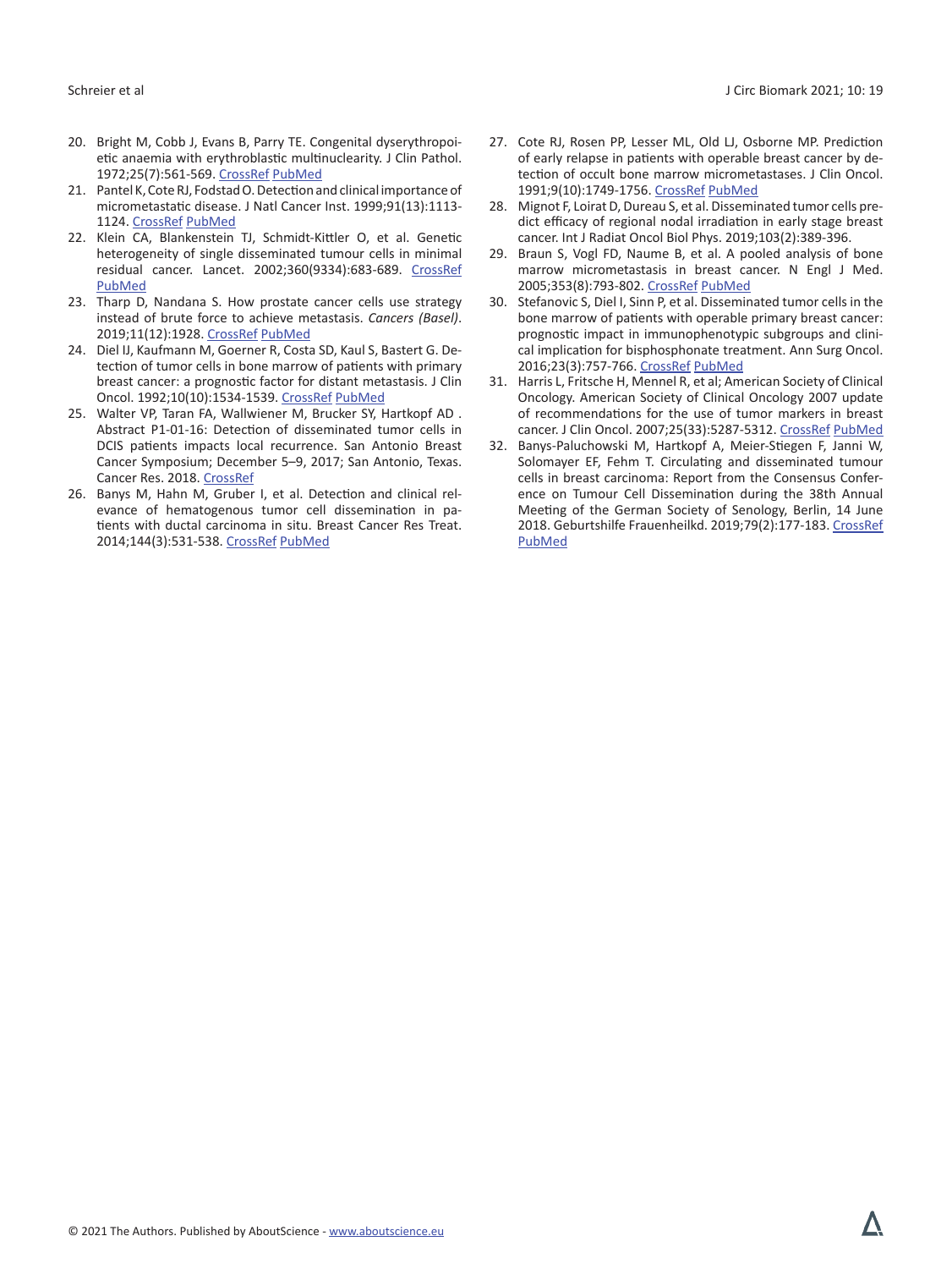20. Bright M, Cobb J, Evans B, Parry TE. Congenital dyserythropoietic anaemia with erythroblastic multinuclearity. J Clin Pathol. 1972;25(7):561-569. CrossRef PubMed
21. Pantel K, Cote RJ, Fodstad O. Detection and clinical importance of micrometastatic disease. J Natl Cancer Inst. 1999;91(13):1113-1124. CrossRef PubMed
22. Klein CA, Blankenstein TJ, Schmidt-Kittler O, et al. Genetic heterogeneity of single disseminated tumour cells in minimal residual cancer. Lancet. 2002;360(9334):683-689. CrossRef PubMed
23. Tharp D, Nandana S. How prostate cancer cells use strategy instead of brute force to achieve metastasis. *Cancers (Basel)*. 2019;11(12):1928. CrossRef PubMed
24. Diel IJ, Kaufmann M, Goerner R, Costa SD, Kaul S, Bastert G. Detection of tumor cells in bone marrow of patients with primary breast cancer: a prognostic factor for distant metastasis. J Clin Oncol. 1992;10(10):1534-1539. CrossRef PubMed
25. Walter VP, Taran FA, Wallwiener M, Brucker SY, Hartkopf AD . Abstract P1-01-16: Detection of disseminated tumor cells in DCIS patients impacts local recurrence. San Antonio Breast Cancer Symposium; December 5–9, 2017; San Antonio, Texas. Cancer Res. 2018. CrossRef
26. Banys M, Hahn M, Gruber I, et al. Detection and clinical relevance of hematogenous tumor cell dissemination in patients with ductal carcinoma in situ. Breast Cancer Res Treat. 2014;144(3):531-538. CrossRef PubMed
27. Cote RJ, Rosen PP, Lesser ML, Old LJ, Osborne MP. Prediction of early relapse in patients with operable breast cancer by detection of occult bone marrow micrometastases. J Clin Oncol. 1991;9(10):1749-1756. CrossRef PubMed
28. Mignot F, Loirat D, Dureau S, et al. Disseminated tumor cells predict efficacy of regional nodal irradiation in early stage breast cancer. Int J Radiat Oncol Biol Phys. 2019;103(2):389-396.
29. Braun S, Vogl FD, Naume B, et al. A pooled analysis of bone marrow micrometastasis in breast cancer. N Engl J Med. 2005;353(8):793-802. CrossRef PubMed
30. Stefanovic S, Diel I, Sinn P, et al. Disseminated tumor cells in the bone marrow of patients with operable primary breast cancer: prognostic impact in immunophenotypic subgroups and clinical implication for bisphosphonate treatment. Ann Surg Oncol. 2016;23(3):757-766. CrossRef PubMed
31. Harris L, Fritsche H, Mennel R, et al; American Society of Clinical Oncology. American Society of Clinical Oncology 2007 update of recommendations for the use of tumor markers in breast cancer. J Clin Oncol. 2007;25(33):5287-5312. CrossRef PubMed
32. Banys-Paluchowski M, Hartkopf A, Meier-Stiegen F, Janni W, Solomayer EF, Fehm T. Circulating and disseminated tumour cells in breast carcinoma: Report from the Consensus Conference on Tumour Cell Dissemination during the 38th Annual Meeting of the German Society of Senology, Berlin, 14 June 2018. Geburtshilfe Frauenheilkd. 2019;79(2):177-183. CrossRef PubMed

© 2021 The Authors. Published by AboutScience - www.aboutscience.eu